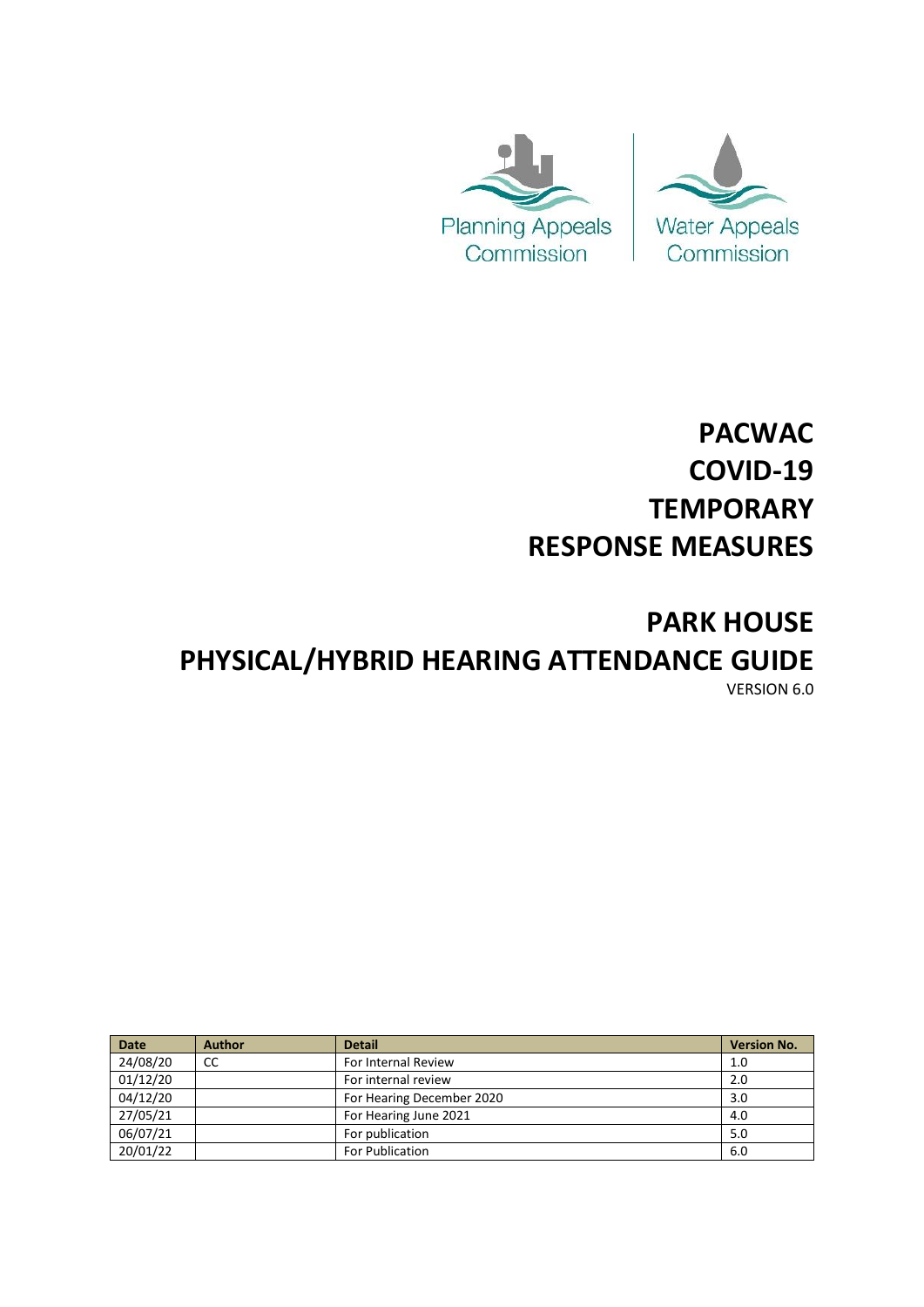Planning Appeals Commission | Water Appeals Commission

# PACWAC COVID-19 TEMPORARY RESPONSE MEASURES

# PARK HOUSE PHYSICAL/HYBRID HEARING ATTENDANCE GUIDE

VERSION 6.0

| Date | Author | Detail | Version No. |
|---|---|---|---|
| 24/08/20 | CC | For Internal Review | 1.0 |
| 01/12/20 | | For internal review | 2.0 |
| 04/12/20 | | For Hearing December 2020 | 3.0 |
| 27/05/21 | | For Hearing June 2021 | 4.0 |
| 06/07/21 | | For publication | 5.0 |
| 20/01/22 | | For Publication | 6.0 |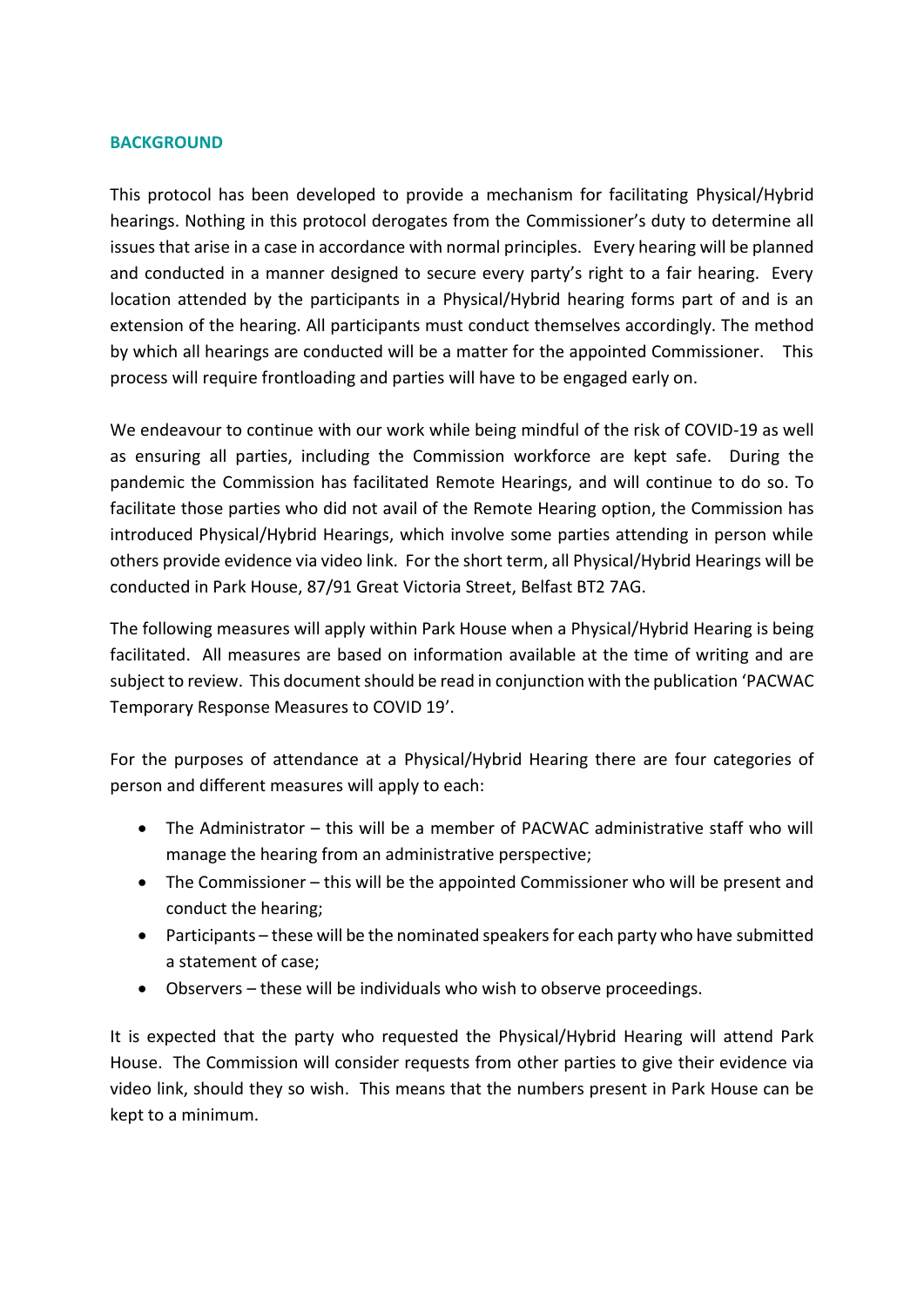## BACKGROUND

This protocol has been developed to provide a mechanism for facilitating Physical/Hybrid hearings. Nothing in this protocol derogates from the Commissioner's duty to determine all issues that arise in a case in accordance with normal principles. Every hearing will be planned and conducted in a manner designed to secure every party's right to a fair hearing. Every location attended by the participants in a Physical/Hybrid hearing forms part of and is an extension of the hearing. All participants must conduct themselves accordingly. The method by which all hearings are conducted will be a matter for the appointed Commissioner. This process will require frontloading and parties will have to be engaged early on.

We endeavour to continue with our work while being mindful of the risk of COVID-19 as well as ensuring all parties, including the Commission workforce are kept safe. During the pandemic the Commission has facilitated Remote Hearings, and will continue to do so. To facilitate those parties who did not avail of the Remote Hearing option, the Commission has introduced Physical/Hybrid Hearings, which involve some parties attending in person while others provide evidence via video link. For the short term, all Physical/Hybrid Hearings will be conducted in Park House, 87/91 Great Victoria Street, Belfast BT2 7AG.

The following measures will apply within Park House when a Physical/Hybrid Hearing is being facilitated. All measures are based on information available at the time of writing and are subject to review. This document should be read in conjunction with the publication 'PACWAC Temporary Response Measures to COVID 19'.

For the purposes of attendance at a Physical/Hybrid Hearing there are four categories of person and different measures will apply to each:

- The Administrator – this will be a member of PACWAC administrative staff who will manage the hearing from an administrative perspective;
- The Commissioner – this will be the appointed Commissioner who will be present and conduct the hearing;
- Participants – these will be the nominated speakers for each party who have submitted a statement of case;
- Observers – these will be individuals who wish to observe proceedings.

It is expected that the party who requested the Physical/Hybrid Hearing will attend Park House. The Commission will consider requests from other parties to give their evidence via video link, should they so wish. This means that the numbers present in Park House can be kept to a minimum.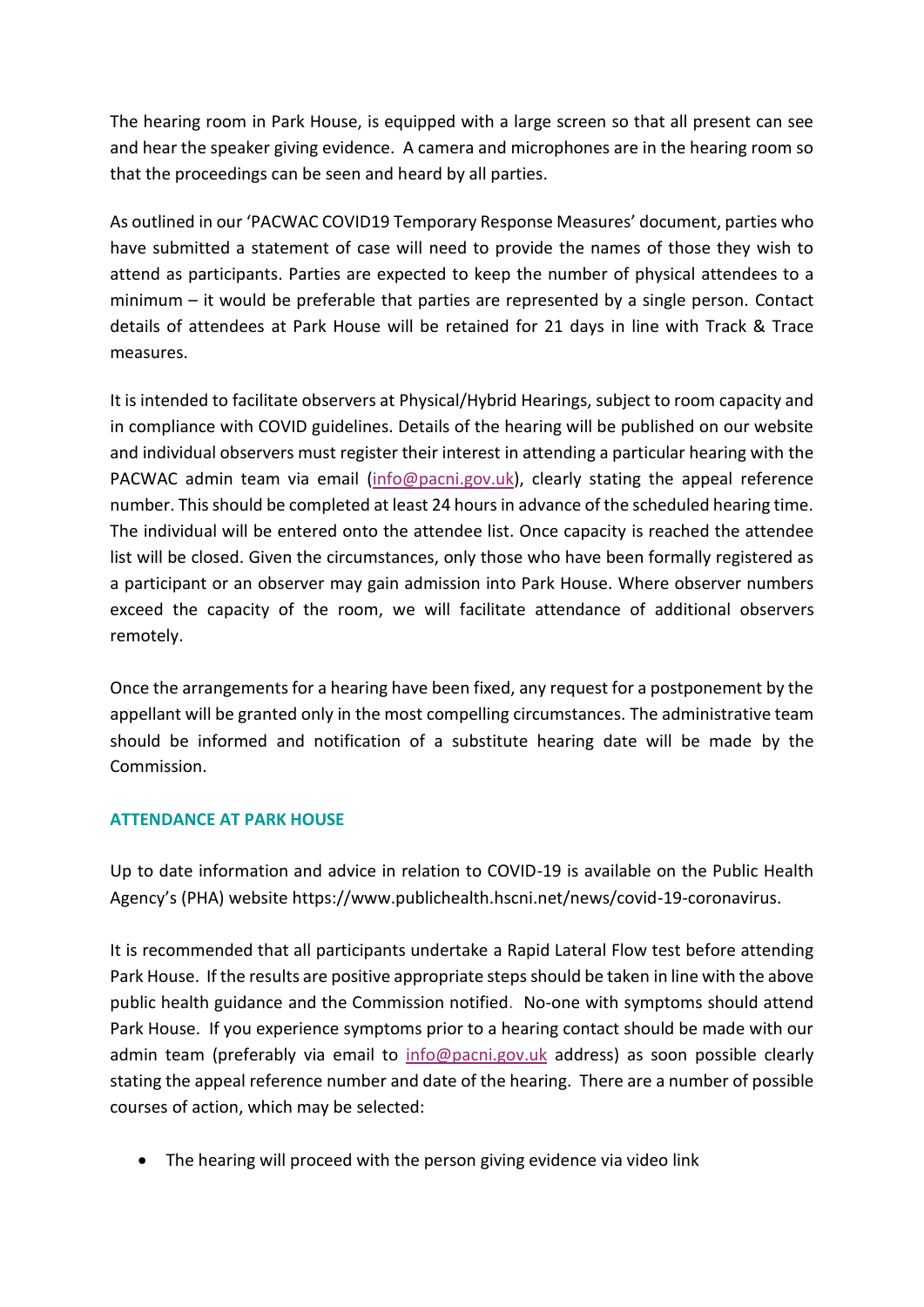The hearing room in Park House, is equipped with a large screen so that all present can see and hear the speaker giving evidence. A camera and microphones are in the hearing room so that the proceedings can be seen and heard by all parties.

As outlined in our 'PACWAC COVID19 Temporary Response Measures' document, parties who have submitted a statement of case will need to provide the names of those they wish to attend as participants. Parties are expected to keep the number of physical attendees to a minimum – it would be preferable that parties are represented by a single person. Contact details of attendees at Park House will be retained for 21 days in line with Track & Trace measures.

It is intended to facilitate observers at Physical/Hybrid Hearings, subject to room capacity and in compliance with COVID guidelines. Details of the hearing will be published on our website and individual observers must register their interest in attending a particular hearing with the PACWAC admin team via email (info@pacni.gov.uk), clearly stating the appeal reference number. This should be completed at least 24 hours in advance of the scheduled hearing time. The individual will be entered onto the attendee list. Once capacity is reached the attendee list will be closed. Given the circumstances, only those who have been formally registered as a participant or an observer may gain admission into Park House. Where observer numbers exceed the capacity of the room, we will facilitate attendance of additional observers remotely.

Once the arrangements for a hearing have been fixed, any request for a postponement by the appellant will be granted only in the most compelling circumstances. The administrative team should be informed and notification of a substitute hearing date will be made by the Commission.

## ATTENDANCE AT PARK HOUSE

Up to date information and advice in relation to COVID-19 is available on the Public Health Agency's (PHA) website https://www.publichealth.hscni.net/news/covid-19-coronavirus.

It is recommended that all participants undertake a Rapid Lateral Flow test before attending Park House. If the results are positive appropriate steps should be taken in line with the above public health guidance and the Commission notified. No-one with symptoms should attend Park House. If you experience symptoms prior to a hearing contact should be made with our admin team (preferably via email to info@pacni.gov.uk address) as soon as possible clearly stating the appeal reference number and date of the hearing. There are a number of possible courses of action, which may be selected:

- The hearing will proceed with the person giving evidence via video link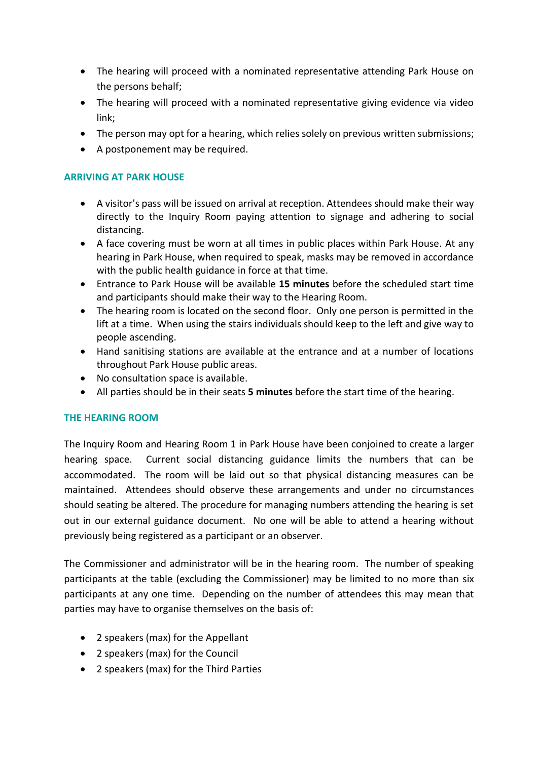- The hearing will proceed with a nominated representative attending Park House on the persons behalf;
- The hearing will proceed with a nominated representative giving evidence via video link;
- The person may opt for a hearing, which relies solely on previous written submissions;
- A postponement may be required.

## ARRIVING AT PARK HOUSE

- A visitor's pass will be issued on arrival at reception. Attendees should make their way directly to the Inquiry Room paying attention to signage and adhering to social distancing.
- A face covering must be worn at all times in public places within Park House. At any hearing in Park House, when required to speak, masks may be removed in accordance with the public health guidance in force at that time.
- Entrance to Park House will be available **15 minutes** before the scheduled start time and participants should make their way to the Hearing Room.
- The hearing room is located on the second floor. Only one person is permitted in the lift at a time. When using the stairs individuals should keep to the left and give way to people ascending.
- Hand sanitising stations are available at the entrance and at a number of locations throughout Park House public areas.
- No consultation space is available.
- All parties should be in their seats **5 minutes** before the start time of the hearing.

## THE HEARING ROOM

The Inquiry Room and Hearing Room 1 in Park House have been conjoined to create a larger hearing space. Current social distancing guidance limits the numbers that can be accommodated. The room will be laid out so that physical distancing measures can be maintained. Attendees should observe these arrangements and under no circumstances should seating be altered. The procedure for managing numbers attending the hearing is set out in our external guidance document. No one will be able to attend a hearing without previously being registered as a participant or an observer.

The Commissioner and administrator will be in the hearing room. The number of speaking participants at the table (excluding the Commissioner) may be limited to no more than six participants at any one time. Depending on the number of attendees this may mean that parties may have to organise themselves on the basis of:

- 2 speakers (max) for the Appellant
- 2 speakers (max) for the Council
- 2 speakers (max) for the Third Parties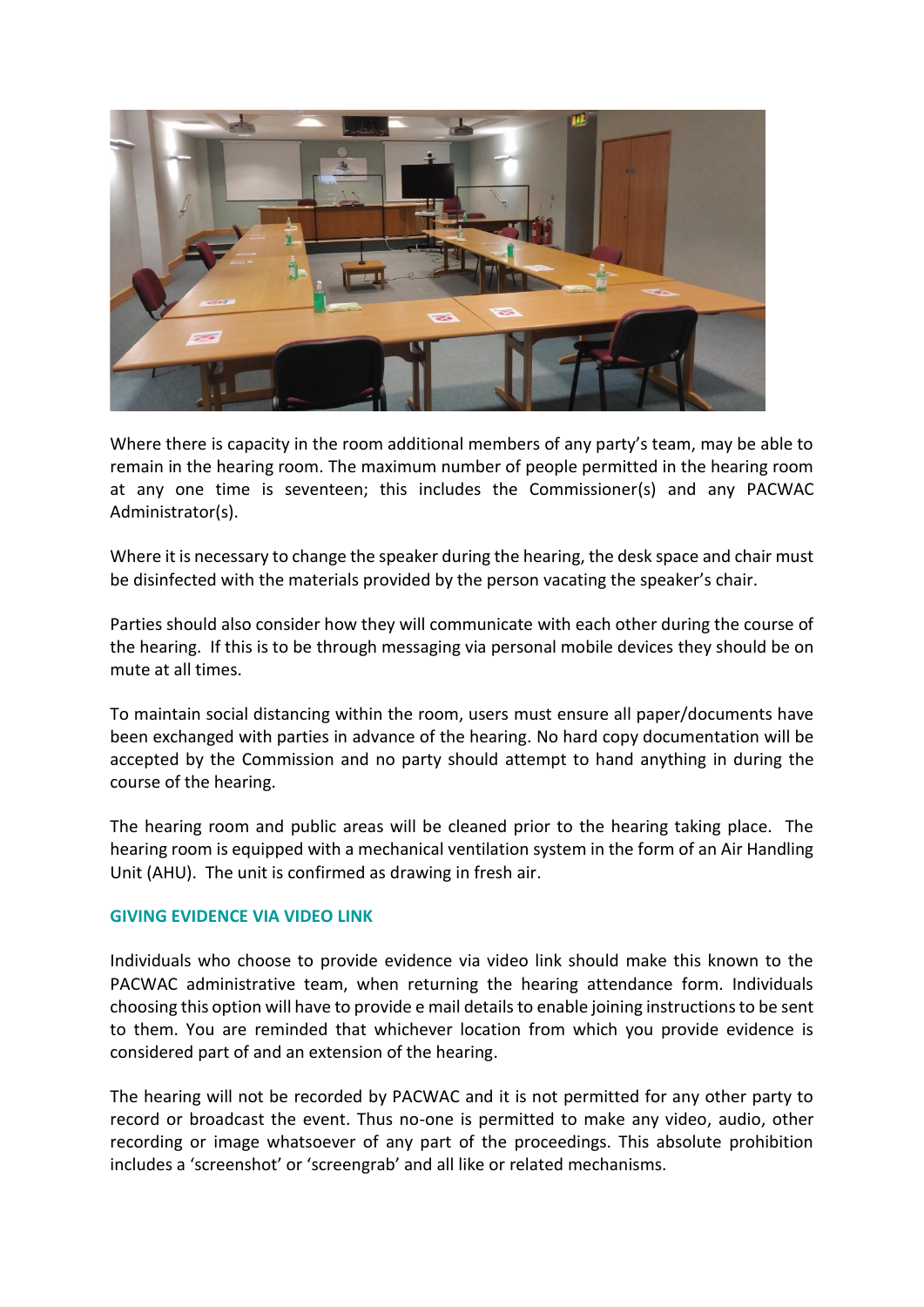Where there is capacity in the room additional members of any party's team, may be able to remain in the hearing room. The maximum number of people permitted in the hearing room at any one time is seventeen; this includes the Commissioner(s) and any PACWAC Administrator(s).

Where it is necessary to change the speaker during the hearing, the desk space and chair must be disinfected with the materials provided by the person vacating the speaker's chair.

Parties should also consider how they will communicate with each other during the course of the hearing. If this is to be through messaging via personal mobile devices they should be on mute at all times.

To maintain social distancing within the room, users must ensure all paper/documents have been exchanged with parties in advance of the hearing. No hard copy documentation will be accepted by the Commission and no party should attempt to hand anything in during the course of the hearing.

The hearing room and public areas will be cleaned prior to the hearing taking place. The hearing room is equipped with a mechanical ventilation system in the form of an Air Handling Unit (AHU). The unit is confirmed as drawing in fresh air.

### GIVING EVIDENCE VIA VIDEO LINK

Individuals who choose to provide evidence via video link should make this known to the PACWAC administrative team, when returning the hearing attendance form. Individuals choosing this option will have to provide e mail details to enable joining instructions to be sent to them. You are reminded that whichever location from which you provide evidence is considered part of and an extension of the hearing.

The hearing will not be recorded by PACWAC and it is not permitted for any other party to record or broadcast the event. Thus no-one is permitted to make any video, audio, other recording or image whatsoever of any part of the proceedings. This absolute prohibition includes a 'screenshot' or 'screengrab' and all like or related mechanisms.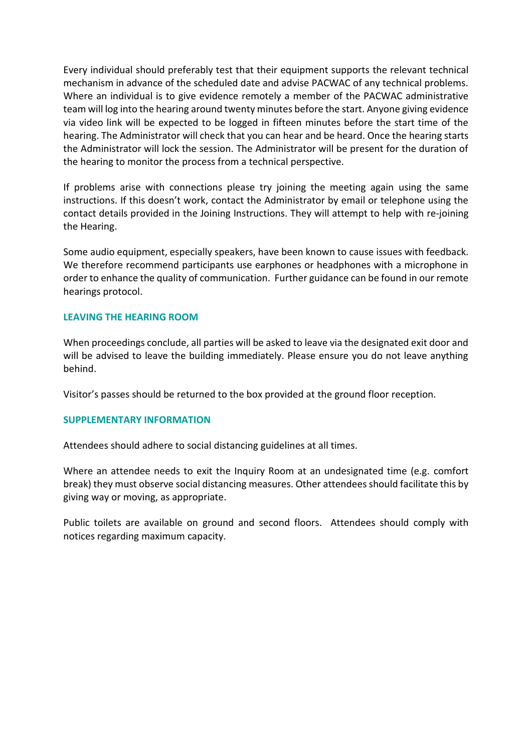Every individual should preferably test that their equipment supports the relevant technical mechanism in advance of the scheduled date and advise PACWAC of any technical problems. Where an individual is to give evidence remotely a member of the PACWAC administrative team will log into the hearing around twenty minutes before the start. Anyone giving evidence via video link will be expected to be logged in fifteen minutes before the start time of the hearing. The Administrator will check that you can hear and be heard. Once the hearing starts the Administrator will lock the session. The Administrator will be present for the duration of the hearing to monitor the process from a technical perspective.

If problems arise with connections please try joining the meeting again using the same instructions. If this doesn't work, contact the Administrator by email or telephone using the contact details provided in the Joining Instructions. They will attempt to help with re-joining the Hearing.

Some audio equipment, especially speakers, have been known to cause issues with feedback. We therefore recommend participants use earphones or headphones with a microphone in order to enhance the quality of communication. Further guidance can be found in our remote hearings protocol.

## LEAVING THE HEARING ROOM

When proceedings conclude, all parties will be asked to leave via the designated exit door and will be advised to leave the building immediately. Please ensure you do not leave anything behind.

Visitor's passes should be returned to the box provided at the ground floor reception.

## SUPPLEMENTARY INFORMATION

Attendees should adhere to social distancing guidelines at all times.

Where an attendee needs to exit the Inquiry Room at an undesignated time (e.g. comfort break) they must observe social distancing measures. Other attendees should facilitate this by giving way or moving, as appropriate.

Public toilets are available on ground and second floors. Attendees should comply with notices regarding maximum capacity.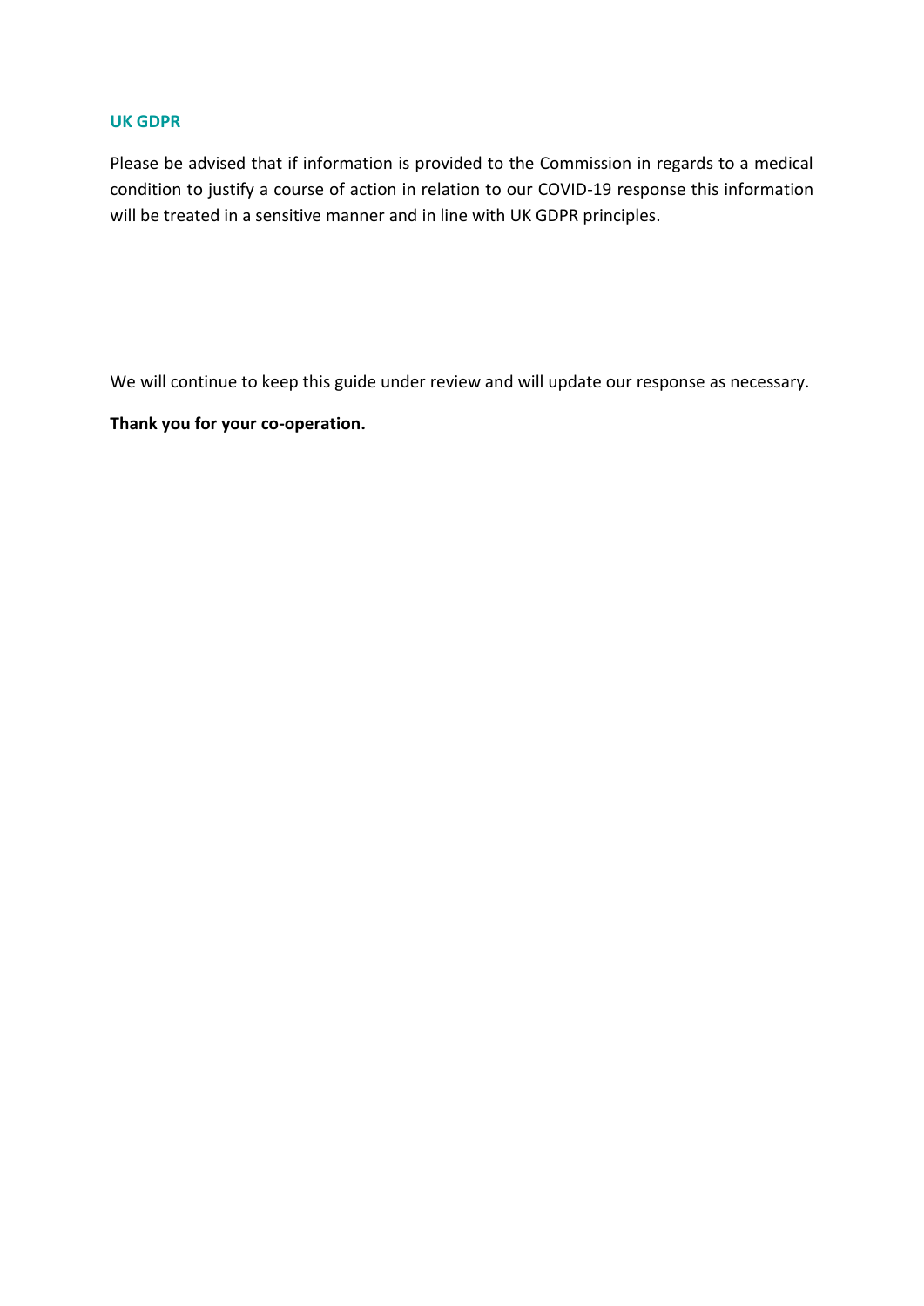### UK GDPR

Please be advised that if information is provided to the Commission in regards to a medical condition to justify a course of action in relation to our COVID-19 response this information will be treated in a sensitive manner and in line with UK GDPR principles.

We will continue to keep this guide under review and will update our response as necessary.

**Thank you for your co-operation.**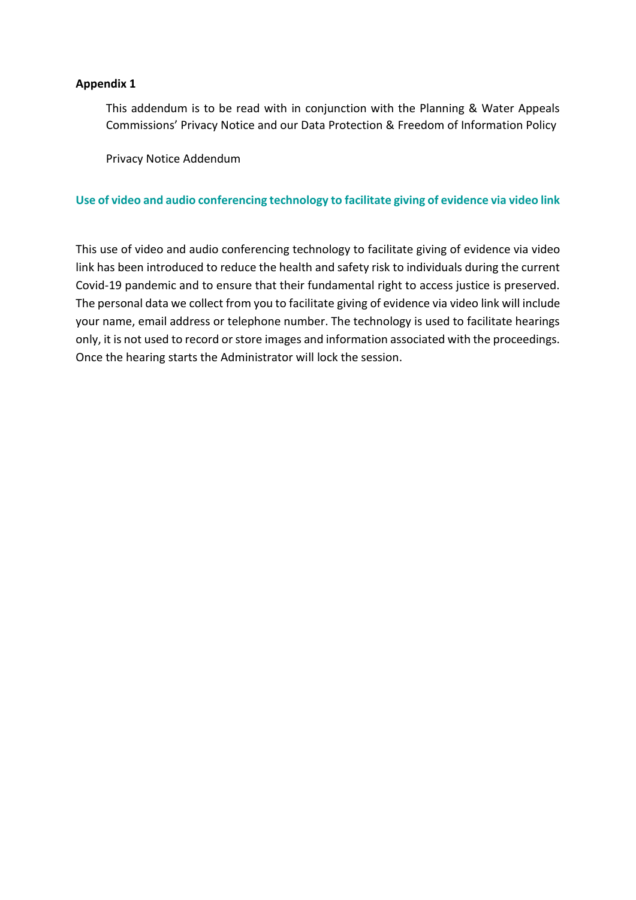**Appendix 1**

This addendum is to be read with in conjunction with the Planning & Water Appeals Commissions' Privacy Notice and our Data Protection & Freedom of Information Policy

Privacy Notice Addendum

## Use of video and audio conferencing technology to facilitate giving of evidence via video link

This use of video and audio conferencing technology to facilitate giving of evidence via video link has been introduced to reduce the health and safety risk to individuals during the current Covid-19 pandemic and to ensure that their fundamental right to access justice is preserved. The personal data we collect from you to facilitate giving of evidence via video link will include your name, email address or telephone number. The technology is used to facilitate hearings only, it is not used to record or store images and information associated with the proceedings. Once the hearing starts the Administrator will lock the session.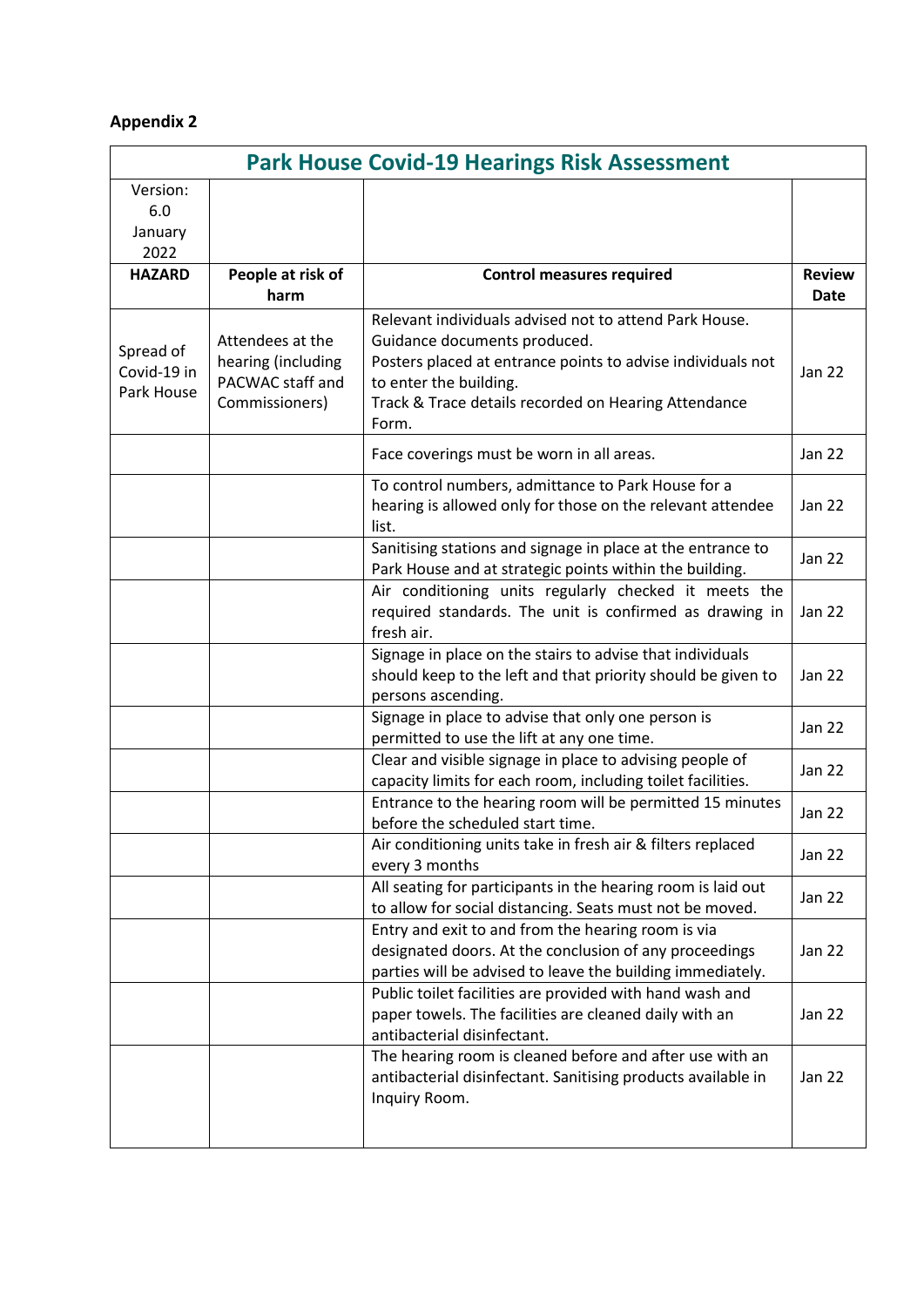**Appendix 2**

| Park House Covid-19 Hearings Risk Assessment | | | |
|---|---|---|---|
| Version: 6.0 January 2022 | | | |
| **HAZARD** | **People at risk of harm** | **Control measures required** | **Review Date** |
| Spread of Covid-19 in Park House | Attendees at the hearing (including PACWAC staff and Commissioners) | Relevant individuals advised not to attend Park House.<br>Guidance documents produced.<br>Posters placed at entrance points to advise individuals not to enter the building.<br>Track & Trace details recorded on Hearing Attendance Form. | Jan 22 |
| | | Face coverings must be worn in all areas. | Jan 22 |
| | | To control numbers, admittance to Park House for a hearing is allowed only for those on the relevant attendee list. | Jan 22 |
| | | Sanitising stations and signage in place at the entrance to Park House and at strategic points within the building. | Jan 22 |
| | | Air conditioning units regularly checked it meets the required standards. The unit is confirmed as drawing in fresh air. | Jan 22 |
| | | Signage in place on the stairs to advise that individuals should keep to the left and that priority should be given to persons ascending. | Jan 22 |
| | | Signage in place to advise that only one person is permitted to use the lift at any one time. | Jan 22 |
| | | Clear and visible signage in place to advising people of capacity limits for each room, including toilet facilities. | Jan 22 |
| | | Entrance to the hearing room will be permitted 15 minutes before the scheduled start time. | Jan 22 |
| | | Air conditioning units take in fresh air & filters replaced every 3 months | Jan 22 |
| | | All seating for participants in the hearing room is laid out to allow for social distancing. Seats must not be moved. | Jan 22 |
| | | Entry and exit to and from the hearing room is via designated doors. At the conclusion of any proceedings parties will be advised to leave the building immediately. | Jan 22 |
| | | Public toilet facilities are provided with hand wash and paper towels. The facilities are cleaned daily with an antibacterial disinfectant. | Jan 22 |
| | | The hearing room is cleaned before and after use with an antibacterial disinfectant. Sanitising products available in Inquiry Room. | Jan 22 |